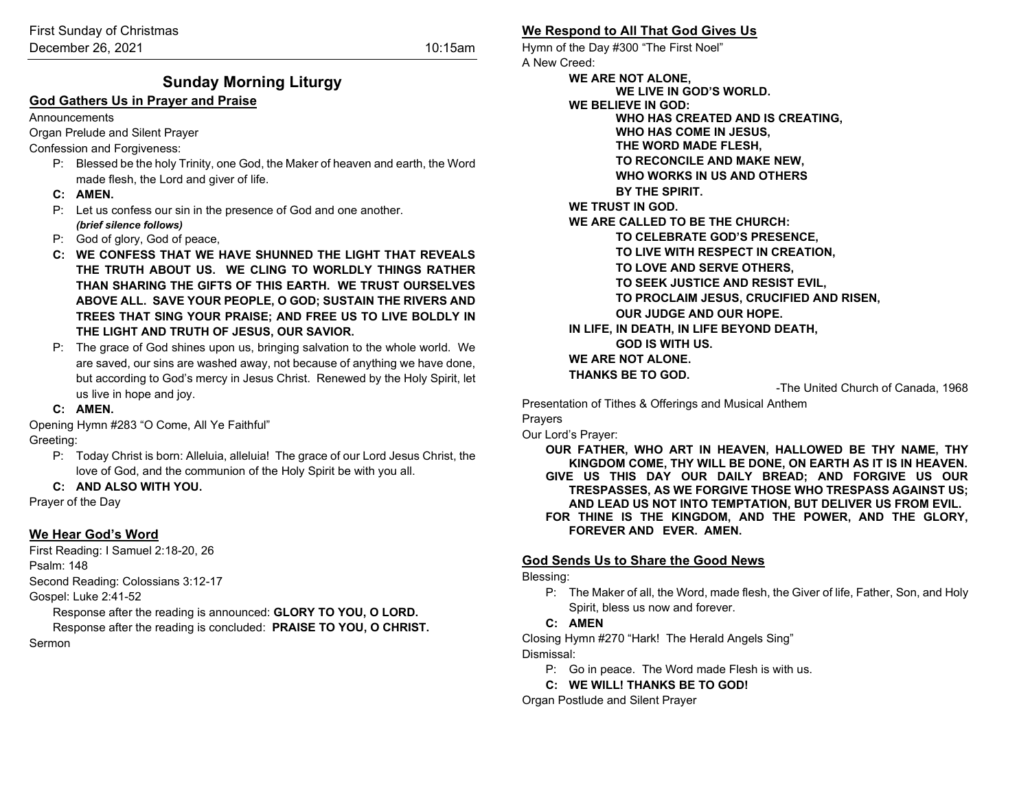First Sunday of Christmas

December 26, 2021 10:15am

# Sunday Morning Liturgy

## God Gathers Us in Prayer and Praise

Announcements

Organ Prelude and Silent Prayer

Confession and Forgiveness:

P: Blessed be the holy Trinity, one God, the Maker of heaven and earth, the Word made flesh, the Lord and giver of life.

**C: AMEN.**

P: Let us confess our sin in the presence of God and one another.
***(brief silence follows)***

P: God of glory, God of peace,

**C: WE CONFESS THAT WE HAVE SHUNNED THE LIGHT THAT REVEALS THE TRUTH ABOUT US. WE CLING TO WORLDLY THINGS RATHER THAN SHARING THE GIFTS OF THIS EARTH. WE TRUST OURSELVES ABOVE ALL. SAVE YOUR PEOPLE, O GOD; SUSTAIN THE RIVERS AND TREES THAT SING YOUR PRAISE; AND FREE US TO LIVE BOLDLY IN THE LIGHT AND TRUTH OF JESUS, OUR SAVIOR.**

P: The grace of God shines upon us, bringing salvation to the whole world. We are saved, our sins are washed away, not because of anything we have done, but according to God's mercy in Jesus Christ. Renewed by the Holy Spirit, let us live in hope and joy.

**C: AMEN.**

Opening Hymn #283 "O Come, All Ye Faithful"

Greeting:

P: Today Christ is born: Alleluia, alleluia! The grace of our Lord Jesus Christ, the love of God, and the communion of the Holy Spirit be with you all.

**C: AND ALSO WITH YOU.**

Prayer of the Day

## We Hear God's Word

First Reading: I Samuel 2:18-20, 26

Psalm: 148

Second Reading: Colossians 3:12-17

Gospel: Luke 2:41-52

Response after the reading is announced: **GLORY TO YOU, O LORD.**

Response after the reading is concluded: **PRAISE TO YOU, O CHRIST.**

Sermon

## We Respond to All That God Gives Us

Hymn of the Day #300 "The First Noel"

A New Creed:

**WE ARE NOT ALONE,**
**WE LIVE IN GOD'S WORLD.**
**WE BELIEVE IN GOD:**
**WHO HAS CREATED AND IS CREATING,**
**WHO HAS COME IN JESUS,**
**THE WORD MADE FLESH,**
**TO RECONCILE AND MAKE NEW,**
**WHO WORKS IN US AND OTHERS**
**BY THE SPIRIT.**
**WE TRUST IN GOD.**
**WE ARE CALLED TO BE THE CHURCH:**
**TO CELEBRATE GOD'S PRESENCE,**
**TO LIVE WITH RESPECT IN CREATION,**
**TO LOVE AND SERVE OTHERS,**
**TO SEEK JUSTICE AND RESIST EVIL,**
**TO PROCLAIM JESUS, CRUCIFIED AND RISEN,**
**OUR JUDGE AND OUR HOPE.**
**IN LIFE, IN DEATH, IN LIFE BEYOND DEATH,**
**GOD IS WITH US.**
**WE ARE NOT ALONE.**
**THANKS BE TO GOD.**

-The United Church of Canada, 1968

Presentation of Tithes & Offerings and Musical Anthem

Prayers

Our Lord's Prayer:

**OUR FATHER, WHO ART IN HEAVEN, HALLOWED BE THY NAME, THY KINGDOM COME, THY WILL BE DONE, ON EARTH AS IT IS IN HEAVEN.**
**GIVE US THIS DAY OUR DAILY BREAD; AND FORGIVE US OUR TRESPASSES, AS WE FORGIVE THOSE WHO TRESPASS AGAINST US; AND LEAD US NOT INTO TEMPTATION, BUT DELIVER US FROM EVIL.**
**FOR THINE IS THE KINGDOM, AND THE POWER, AND THE GLORY, FOREVER AND EVER. AMEN.**

## God Sends Us to Share the Good News

Blessing:

P: The Maker of all, the Word, made flesh, the Giver of life, Father, Son, and Holy Spirit, bless us now and forever.

**C: AMEN**

Closing Hymn #270 "Hark! The Herald Angels Sing"

Dismissal:

P: Go in peace. The Word made Flesh is with us.

**C: WE WILL! THANKS BE TO GOD!**

Organ Postlude and Silent Prayer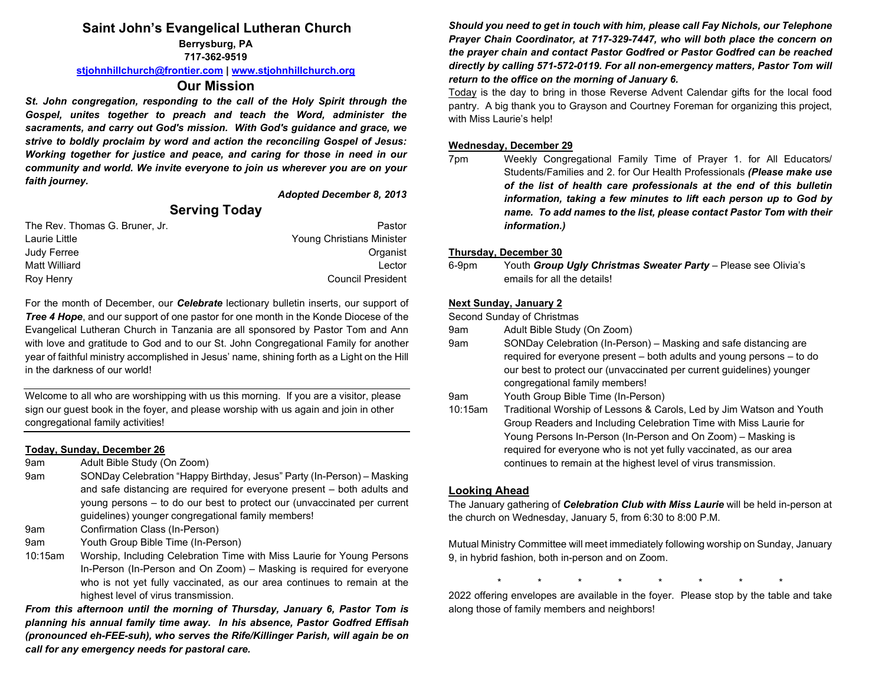# Saint John's Evangelical Lutheran Church

**Berrysburg, PA**
**717-362-9519**

**stjohnhillchurch@frontier.com | www.stjohnhillchurch.org**

## Our Mission

***St. John congregation, responding to the call of the Holy Spirit through the Gospel, unites together to preach and teach the Word, administer the sacraments, and carry out God's mission. With God's guidance and grace, we strive to boldly proclaim by word and action the reconciling Gospel of Jesus: Working together for justice and peace, and caring for those in need in our community and world. We invite everyone to join us wherever you are on your faith journey.***

***Adopted December 8, 2013***

## Serving Today

| | |
|---|---|
| The Rev. Thomas G. Bruner, Jr. | Pastor |
| Laurie Little | Young Christians Minister |
| Judy Ferree | Organist |
| Matt Williard | Lector |
| Roy Henry | Council President |

For the month of December, our ***Celebrate*** lectionary bulletin inserts, our support of ***Tree 4 Hope***, and our support of one pastor for one month in the Konde Diocese of the Evangelical Lutheran Church in Tanzania are all sponsored by Pastor Tom and Ann with love and gratitude to God and to our St. John Congregational Family for another year of faithful ministry accomplished in Jesus' name, shining forth as a Light on the Hill in the darkness of our world!

---

Welcome to all who are worshipping with us this morning. If you are a visitor, please sign our guest book in the foyer, and please worship with us again and join in other congregational family activities!

---

**Today, Sunday, December 26**

9am Adult Bible Study (On Zoom)

9am SONDay Celebration "Happy Birthday, Jesus" Party (In-Person) – Masking and safe distancing are required for everyone present – both adults and young persons – to do our best to protect our (unvaccinated per current guidelines) younger congregational family members!

9am Confirmation Class (In-Person)

9am Youth Group Bible Time (In-Person)

10:15am Worship, Including Celebration Time with Miss Laurie for Young Persons In-Person (In-Person and On Zoom) – Masking is required for everyone who is not yet fully vaccinated, as our area continues to remain at the highest level of virus transmission.

***From this afternoon until the morning of Thursday, January 6, Pastor Tom is planning his annual family time away. In his absence, Pastor Godfred Effisah (pronounced eh-FEE-suh), who serves the Rife/Killinger Parish, will again be on call for any emergency needs for pastoral care. Should you need to get in touch with him, please call Fay Nichols, our Telephone Prayer Chain Coordinator, at 717-329-7447, who will both place the concern on the prayer chain and contact Pastor Godfred or Pastor Godfred can be reached directly by calling 571-572-0119. For all non-emergency matters, Pastor Tom will return to the office on the morning of January 6.***

Today is the day to bring in those Reverse Advent Calendar gifts for the local food pantry. A big thank you to Grayson and Courtney Foreman for organizing this project, with Miss Laurie's help!

**Wednesday, December 29**

7pm Weekly Congregational Family Time of Prayer 1. for All Educators/ Students/Families and 2. for Our Health Professionals ***(Please make use of the list of health care professionals at the end of this bulletin information, taking a few minutes to lift each person up to God by name. To add names to the list, please contact Pastor Tom with their information.)***

**Thursday, December 30**

6-9pm Youth ***Group Ugly Christmas Sweater Party*** – Please see Olivia's emails for all the details!

**Next Sunday, January 2**

Second Sunday of Christmas

9am Adult Bible Study (On Zoom)

9am SONDay Celebration (In-Person) – Masking and safe distancing are required for everyone present – both adults and young persons – to do our best to protect our (unvaccinated per current guidelines) younger congregational family members!

9am Youth Group Bible Time (In-Person)

10:15am Traditional Worship of Lessons & Carols, Led by Jim Watson and Youth Group Readers and Including Celebration Time with Miss Laurie for Young Persons In-Person (In-Person and On Zoom) – Masking is required for everyone who is not yet fully vaccinated, as our area continues to remain at the highest level of virus transmission.

## Looking Ahead

The January gathering of ***Celebration Club with Miss Laurie*** will be held in-person at the church on Wednesday, January 5, from 6:30 to 8:00 P.M.

Mutual Ministry Committee will meet immediately following worship on Sunday, January 9, in hybrid fashion, both in-person and on Zoom.

\* \* \* \* \* \* \* \*

2022 offering envelopes are available in the foyer. Please stop by the table and take along those of family members and neighbors!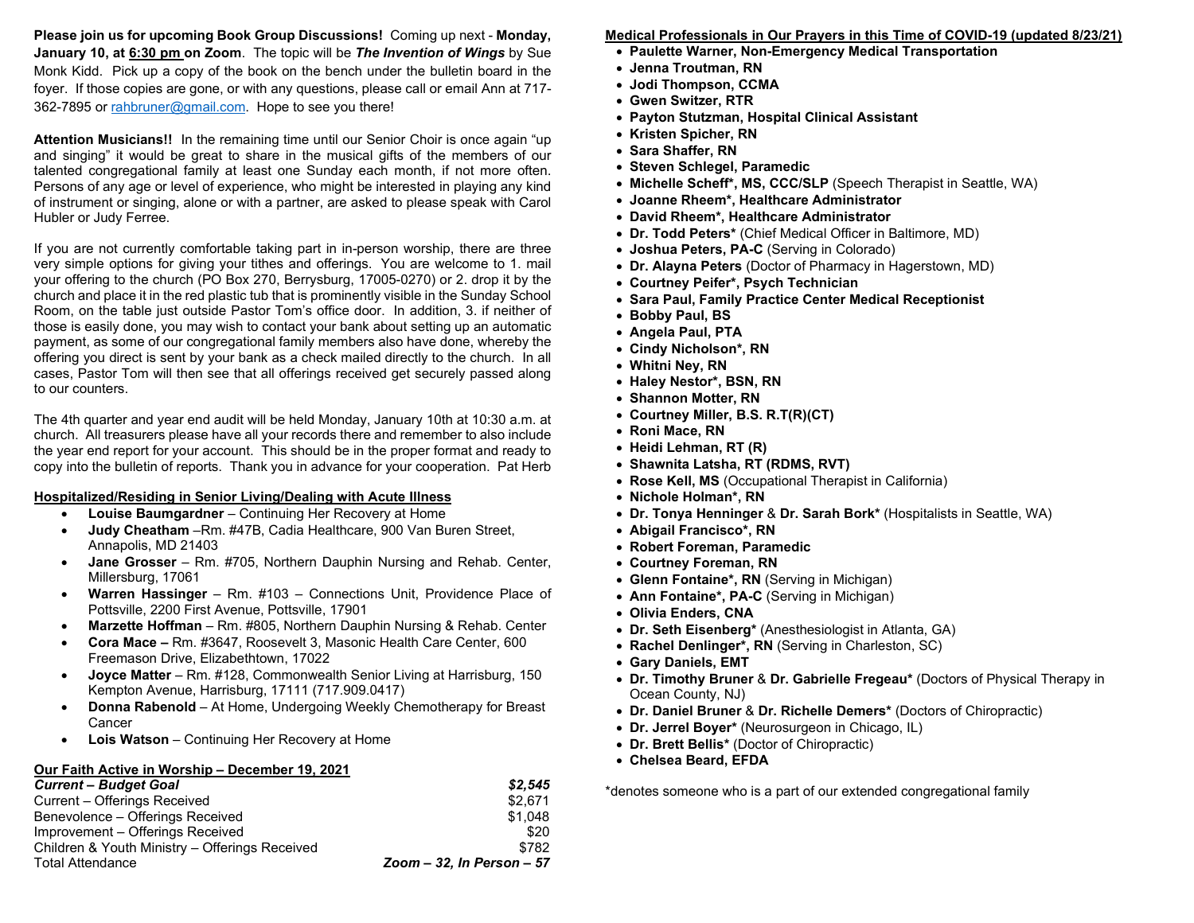**Please join us for upcoming Book Group Discussions!** Coming up next - **Monday, January 10, at 6:30 pm on Zoom**. The topic will be ***The Invention of Wings*** by Sue Monk Kidd. Pick up a copy of the book on the bench under the bulletin board in the foyer. If those copies are gone, or with any questions, please call or email Ann at 717-362-7895 or rahbruner@gmail.com. Hope to see you there!

**Attention Musicians!!** In the remaining time until our Senior Choir is once again "up and singing" it would be great to share in the musical gifts of the members of our talented congregational family at least one Sunday each month, if not more often. Persons of any age or level of experience, who might be interested in playing any kind of instrument or singing, alone or with a partner, are asked to please speak with Carol Hubler or Judy Ferree.

If you are not currently comfortable taking part in in-person worship, there are three very simple options for giving your tithes and offerings. You are welcome to 1. mail your offering to the church (PO Box 270, Berrysburg, 17005-0270) or 2. drop it by the church and place it in the red plastic tub that is prominently visible in the Sunday School Room, on the table just outside Pastor Tom's office door. In addition, 3. if neither of those is easily done, you may wish to contact your bank about setting up an automatic payment, as some of our congregational family members also have done, whereby the offering you direct is sent by your bank as a check mailed directly to the church. In all cases, Pastor Tom will then see that all offerings received get securely passed along to our counters.

The 4th quarter and year end audit will be held Monday, January 10th at 10:30 a.m. at church. All treasurers please have all your records there and remember to also include the year end report for your account. This should be in the proper format and ready to copy into the bulletin of reports. Thank you in advance for your cooperation. Pat Herb

**Hospitalized/Residing in Senior Living/Dealing with Acute Illness**

- **Louise Baumgardner** – Continuing Her Recovery at Home
- **Judy Cheatham** –Rm. #47B, Cadia Healthcare, 900 Van Buren Street, Annapolis, MD 21403
- **Jane Grosser** – Rm. #705, Northern Dauphin Nursing and Rehab. Center, Millersburg, 17061
- **Warren Hassinger** – Rm. #103 – Connections Unit, Providence Place of Pottsville, 2200 First Avenue, Pottsville, 17901
- **Marzette Hoffman** – Rm. #805, Northern Dauphin Nursing & Rehab. Center
- **Cora Mace –** Rm. #3647, Roosevelt 3, Masonic Health Care Center, 600 Freemason Drive, Elizabethtown, 17022
- **Joyce Matter** – Rm. #128, Commonwealth Senior Living at Harrisburg, 150 Kempton Avenue, Harrisburg, 17111 (717.909.0417)
- **Donna Rabenold** – At Home, Undergoing Weekly Chemotherapy for Breast Cancer
- **Lois Watson** – Continuing Her Recovery at Home

**Our Faith Active in Worship – December 19, 2021**

| | |
|---|---|
| ***Current – Budget Goal*** | ***$2,545*** |
| Current – Offerings Received | $2,671 |
| Benevolence – Offerings Received | $1,048 |
| Improvement – Offerings Received | $20 |
| Children & Youth Ministry – Offerings Received | $782 |
| Total Attendance | ***Zoom – 32, In Person – 57*** |

**Medical Professionals in Our Prayers in this Time of COVID-19 (updated 8/23/21)**

- **Paulette Warner, Non-Emergency Medical Transportation**
- **Jenna Troutman, RN**
- **Jodi Thompson, CCMA**
- **Gwen Switzer, RTR**
- **Payton Stutzman, Hospital Clinical Assistant**
- **Kristen Spicher, RN**
- **Sara Shaffer, RN**
- **Steven Schlegel, Paramedic**
- **Michelle Scheff*, MS, CCC/SLP** (Speech Therapist in Seattle, WA)
- **Joanne Rheem*, Healthcare Administrator**
- **David Rheem*, Healthcare Administrator**
- **Dr. Todd Peters*** (Chief Medical Officer in Baltimore, MD)
- **Joshua Peters, PA-C** (Serving in Colorado)
- **Dr. Alayna Peters** (Doctor of Pharmacy in Hagerstown, MD)
- **Courtney Peifer*, Psych Technician**
- **Sara Paul, Family Practice Center Medical Receptionist**
- **Bobby Paul, BS**
- **Angela Paul, PTA**
- **Cindy Nicholson*, RN**
- **Whitni Ney, RN**
- **Haley Nestor*, BSN, RN**
- **Shannon Motter, RN**
- **Courtney Miller, B.S. R.T(R)(CT)**
- **Roni Mace, RN**
- **Heidi Lehman, RT (R)**
- **Shawnita Latsha, RT (RDMS, RVT)**
- **Rose Kell, MS** (Occupational Therapist in California)
- **Nichole Holman*, RN**
- **Dr. Tonya Henninger** & **Dr. Sarah Bork*** (Hospitalists in Seattle, WA)
- **Abigail Francisco*, RN**
- **Robert Foreman, Paramedic**
- **Courtney Foreman, RN**
- **Glenn Fontaine*, RN** (Serving in Michigan)
- **Ann Fontaine*, PA-C** (Serving in Michigan)
- **Olivia Enders, CNA**
- **Dr. Seth Eisenberg*** (Anesthesiologist in Atlanta, GA)
- **Rachel Denlinger*, RN** (Serving in Charleston, SC)
- **Gary Daniels, EMT**
- **Dr. Timothy Bruner** & **Dr. Gabrielle Fregeau*** (Doctors of Physical Therapy in Ocean County, NJ)
- **Dr. Daniel Bruner** & **Dr. Richelle Demers*** (Doctors of Chiropractic)
- **Dr. Jerrel Boyer*** (Neurosurgeon in Chicago, IL)
- **Dr. Brett Bellis*** (Doctor of Chiropractic)
- **Chelsea Beard, EFDA**

*denotes someone who is a part of our extended congregational family